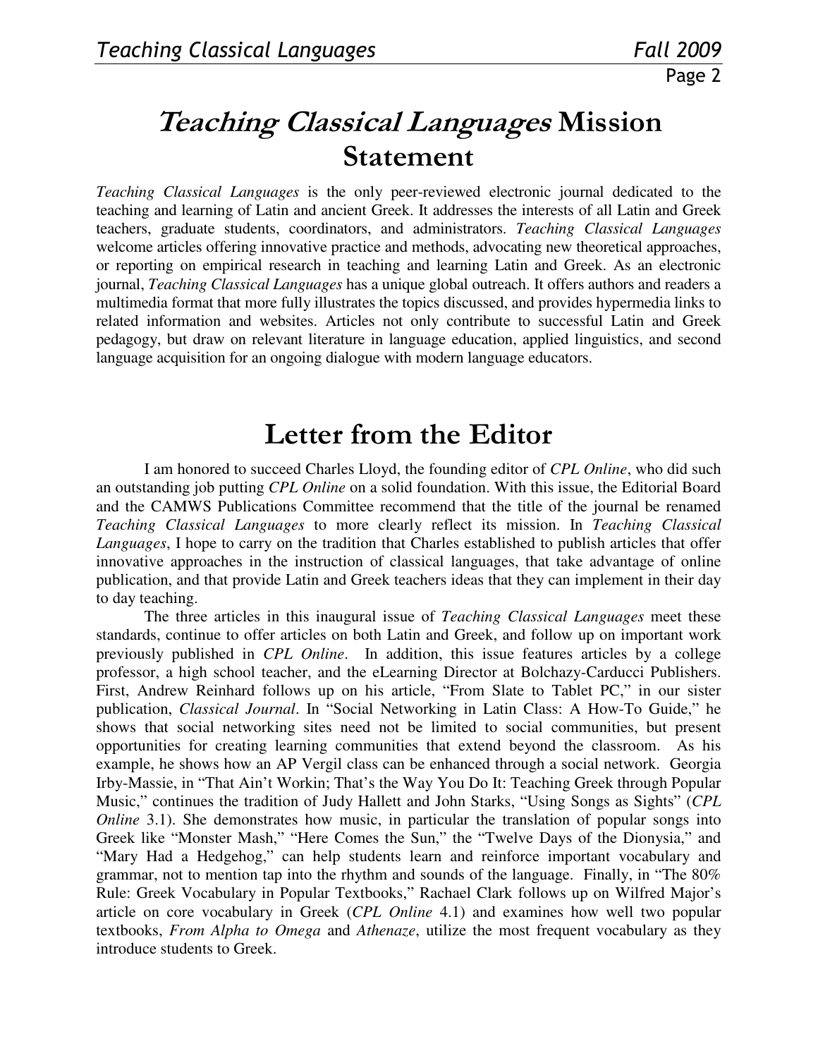# *Teaching Classical Languages* Mission Statement

*Teaching Classical Languages* is the only peer-reviewed electronic journal dedicated to the teaching and learning of Latin and ancient Greek. It addresses the interests of all Latin and Greek teachers, graduate students, coordinators, and administrators. *Teaching Classical Languages* welcome articles offering innovative practice and methods, advocating new theoretical approaches, or reporting on empirical research in teaching and learning Latin and Greek. As an electronic journal, *Teaching Classical Languages* has a unique global outreach. It offers authors and readers a multimedia format that more fully illustrates the topics discussed, and provides hypermedia links to related information and websites. Articles not only contribute to successful Latin and Greek pedagogy, but draw on relevant literature in language education, applied linguistics, and second language acquisition for an ongoing dialogue with modern language educators.

# Letter from the Editor

I am honored to succeed Charles Lloyd, the founding editor of *CPL Online*, who did such an outstanding job putting *CPL Online* on a solid foundation. With this issue, the Editorial Board and the CAMWS Publications Committee recommend that the title of the journal be renamed *Teaching Classical Languages* to more clearly reflect its mission. In *Teaching Classical Languages*, I hope to carry on the tradition that Charles established to publish articles that offer innovative approaches in the instruction of classical languages, that take advantage of online publication, and that provide Latin and Greek teachers ideas that they can implement in their day to day teaching.

The three articles in this inaugural issue of *Teaching Classical Languages* meet these standards, continue to offer articles on both Latin and Greek, and follow up on important work previously published in *CPL Online*. In addition, this issue features articles by a college professor, a high school teacher, and the eLearning Director at Bolchazy-Carducci Publishers. First, Andrew Reinhard follows up on his article, "From Slate to Tablet PC," in our sister publication, *Classical Journal*. In "Social Networking in Latin Class: A How-To Guide," he shows that social networking sites need not be limited to social communities, but present opportunities for creating learning communities that extend beyond the classroom. As his example, he shows how an AP Vergil class can be enhanced through a social network. Georgia Irby-Massie, in "That Ain't Workin; That's the Way You Do It: Teaching Greek through Popular Music," continues the tradition of Judy Hallett and John Starks, "Using Songs as Sights" (*CPL Online* 3.1). She demonstrates how music, in particular the translation of popular songs into Greek like "Monster Mash," "Here Comes the Sun," the "Twelve Days of the Dionysia," and "Mary Had a Hedgehog," can help students learn and reinforce important vocabulary and grammar, not to mention tap into the rhythm and sounds of the language. Finally, in "The 80% Rule: Greek Vocabulary in Popular Textbooks," Rachael Clark follows up on Wilfred Major's article on core vocabulary in Greek (*CPL Online* 4.1) and examines how well two popular textbooks, *From Alpha to Omega* and *Athenaze*, utilize the most frequent vocabulary as they introduce students to Greek.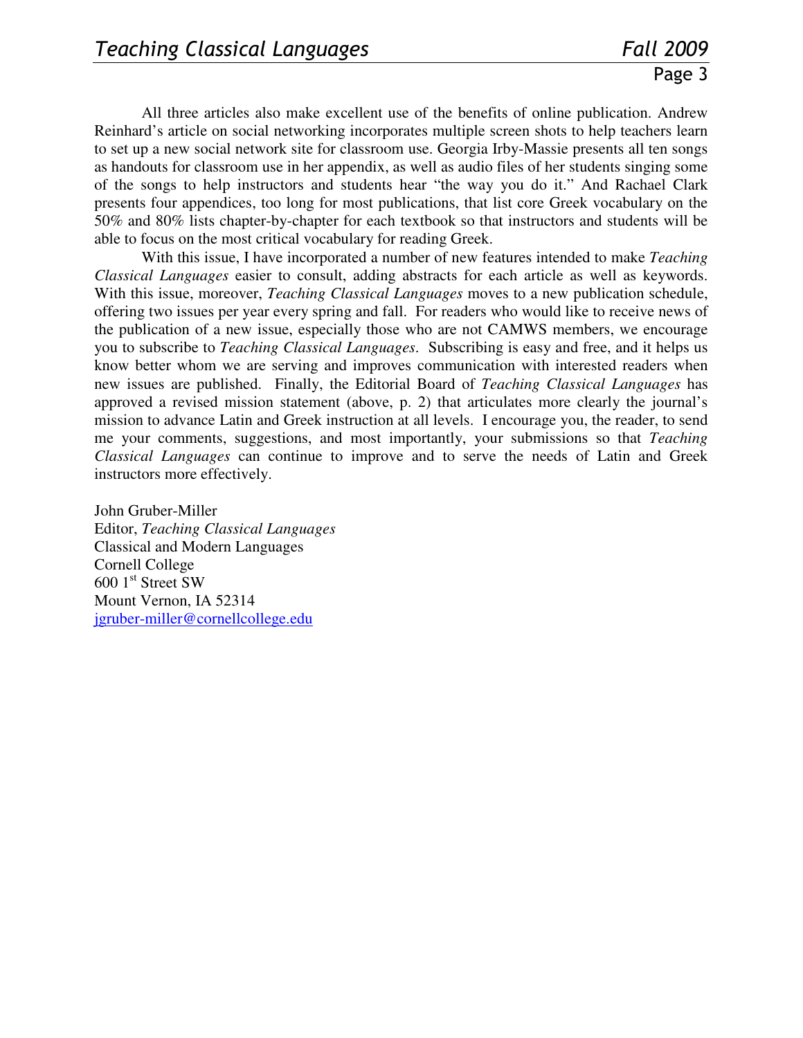All three articles also make excellent use of the benefits of online publication. Andrew Reinhard's article on social networking incorporates multiple screen shots to help teachers learn to set up a new social network site for classroom use. Georgia Irby-Massie presents all ten songs as handouts for classroom use in her appendix, as well as audio files of her students singing some of the songs to help instructors and students hear "the way you do it." And Rachael Clark presents four appendices, too long for most publications, that list core Greek vocabulary on the 50% and 80% lists chapter-by-chapter for each textbook so that instructors and students will be able to focus on the most critical vocabulary for reading Greek.

With this issue, I have incorporated a number of new features intended to make *Teaching Classical Languages* easier to consult, adding abstracts for each article as well as keywords. With this issue, moreover, *Teaching Classical Languages* moves to a new publication schedule, offering two issues per year every spring and fall. For readers who would like to receive news of the publication of a new issue, especially those who are not CAMWS members, we encourage you to subscribe to *Teaching Classical Languages*. Subscribing is easy and free, and it helps us know better whom we are serving and improves communication with interested readers when new issues are published. Finally, the Editorial Board of *Teaching Classical Languages* has approved a revised mission statement (above, p. 2) that articulates more clearly the journal's mission to advance Latin and Greek instruction at all levels. I encourage you, the reader, to send me your comments, suggestions, and most importantly, your submissions so that *Teaching Classical Languages* can continue to improve and to serve the needs of Latin and Greek instructors more effectively.

John Gruber-Miller
Editor, *Teaching Classical Languages*
Classical and Modern Languages
Cornell College
600 1st Street SW
Mount Vernon, IA 52314
jgruber-miller@cornellcollege.edu